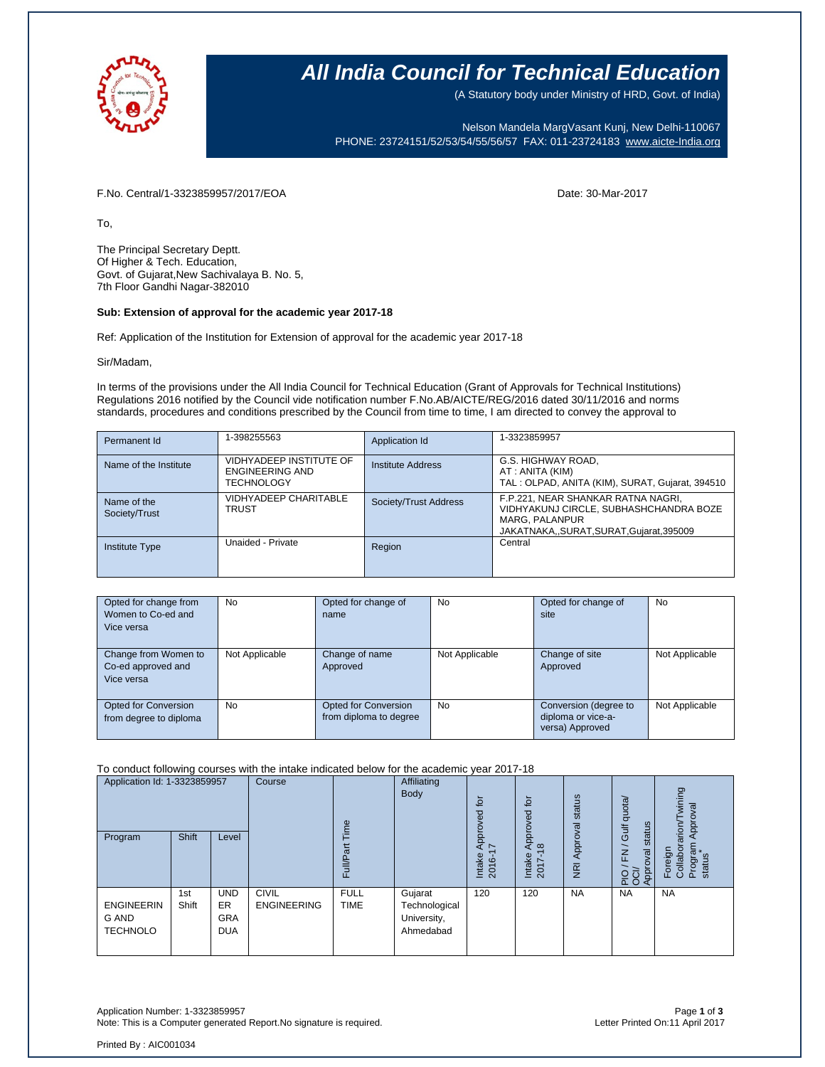# All India Council for Technical Education

(A Statutory body under Ministry of HRD, Govt. of India)

Nelson Mandela MargVasant Kunj, New Delhi-110067
PHONE: 23724151/52/53/54/55/56/57 FAX: 011-23724183 www.aicte-India.org

F.No. Central/1-3323859957/2017/EOA

Date: 30-Mar-2017

To,

The Principal Secretary Deptt.
Of Higher & Tech. Education,
Govt. of Gujarat,New Sachivalaya B. No. 5,
7th Floor Gandhi Nagar-382010

**Sub: Extension of approval for the academic year 2017-18**

Ref: Application of the Institution for Extension of approval for the academic year 2017-18

Sir/Madam,

In terms of the provisions under the All India Council for Technical Education (Grant of Approvals for Technical Institutions) Regulations 2016 notified by the Council vide notification number F.No.AB/AICTE/REG/2016 dated 30/11/2016 and norms standards, procedures and conditions prescribed by the Council from time to time, I am directed to convey the approval to

| Permanent Id | 1-398255563 | Application Id | 1-3323859957 |
|---|---|---|---|
| Name of the Institute | VIDHYADEEP INSTITUTE OF ENGINEERING AND TECHNOLOGY | Institute Address | G.S. HIGHWAY ROAD, AT : ANITA (KIM) TAL : OLPAD, ANITA (KIM), SURAT, Gujarat, 394510 |
| Name of the Society/Trust | VIDHYADEEP CHARITABLE TRUST | Society/Trust Address | F.P.221, NEAR SHANKAR RATNA NAGRI, VIDHYAKUNJ CIRCLE, SUBHASHCHANDRA BOZE MARG, PALANPUR JAKATNAKA,,SURAT,SURAT,Gujarat,395009 |
| Institute Type | Unaided - Private | Region | Central |

| Opted for change from Women to Co-ed and Vice versa | No | Opted for change of name | No | Opted for change of site | No |
|---|---|---|---|---|---|
| Change from Women to Co-ed approved and Vice versa | Not Applicable | Change of name Approved | Not Applicable | Change of site Approved | Not Applicable |
| Opted for Conversion from degree to diploma | No | Opted for Conversion from diploma to degree | No | Conversion (degree to diploma or vice-a-versa) Approved | Not Applicable |

To conduct following courses with the intake indicated below for the academic year 2017-18

| Application Id: 1-3323859957 | | | Course | Full/Part Time | Affiliating Body | Intake Approved for 2016-17 | Intake Approved for 2017-18 | NRI Approval status | PIO / FN / Gulf quota/ OCI/ Approval status | Foreign Collaboration/Twining Program Approval status* |
|---|---|---|---|---|---|---|---|---|---|---|
| Program | Shift | Level | | | | | | | | |
| ENGINEERING AND TECHNOLO | 1st Shift | UNDER GRADUA | CIVIL ENGINEERING | FULL TIME | Gujarat Technological University, Ahmedabad | 120 | 120 | NA | NA | NA |

Application Number: 1-3323859957
Note: This is a Computer generated Report.No signature is required.

Letter Printed On:11 April 2017

Printed By : AIC001034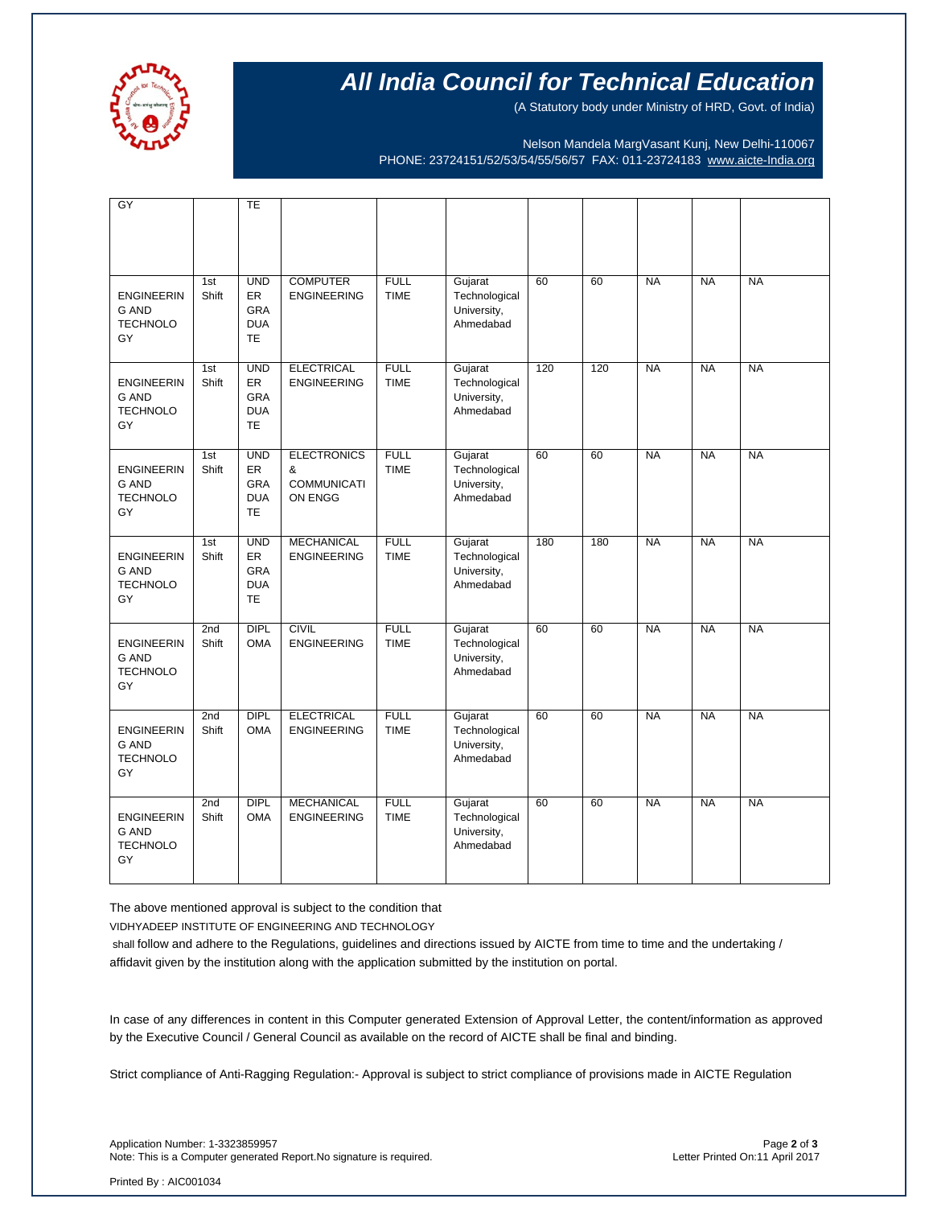| | | | | | | | | | | |
|---|---|---|---|---|---|---|---|---|---|---|
| GY | | TE | | | | | | | | |
| ENGINEERING AND TECHNOLOGY | 1st Shift | UNDERGRADUATE | COMPUTER ENGINEERING | FULL TIME | Gujarat Technological University, Ahmedabad | 60 | 60 | NA | NA | NA |
| ENGINEERING AND TECHNOLOGY | 1st Shift | UNDERGRADUATE | ELECTRICAL ENGINEERING | FULL TIME | Gujarat Technological University, Ahmedabad | 120 | 120 | NA | NA | NA |
| ENGINEERING AND TECHNOLOGY | 1st Shift | UNDERGRADUATE | ELECTRONICS & COMMUNICATION ENGG | FULL TIME | Gujarat Technological University, Ahmedabad | 60 | 60 | NA | NA | NA |
| ENGINEERING AND TECHNOLOGY | 1st Shift | UNDERGRADUATE | MECHANICAL ENGINEERING | FULL TIME | Gujarat Technological University, Ahmedabad | 180 | 180 | NA | NA | NA |
| ENGINEERING AND TECHNOLOGY | 2nd Shift | DIPLOMA | CIVIL ENGINEERING | FULL TIME | Gujarat Technological University, Ahmedabad | 60 | 60 | NA | NA | NA |
| ENGINEERING AND TECHNOLOGY | 2nd Shift | DIPLOMA | ELECTRICAL ENGINEERING | FULL TIME | Gujarat Technological University, Ahmedabad | 60 | 60 | NA | NA | NA |
| ENGINEERING AND TECHNOLOGY | 2nd Shift | DIPLOMA | MECHANICAL ENGINEERING | FULL TIME | Gujarat Technological University, Ahmedabad | 60 | 60 | NA | NA | NA |

The above mentioned approval is subject to the condition that

VIDHYADEEP INSTITUTE OF ENGINEERING AND TECHNOLOGY

shall follow and adhere to the Regulations, guidelines and directions issued by AICTE from time to time and the undertaking / affidavit given by the institution along with the application submitted by the institution on portal.

In case of any differences in content in this Computer generated Extension of Approval Letter, the content/information as approved by the Executive Council / General Council as available on the record of AICTE shall be final and binding.

Strict compliance of Anti-Ragging Regulation:- Approval is subject to strict compliance of provisions made in AICTE Regulation

Application Number: 1-3323859957
Note: This is a Computer generated Report.No signature is required.

Letter Printed On:11 April 2017

Printed By : AIC001034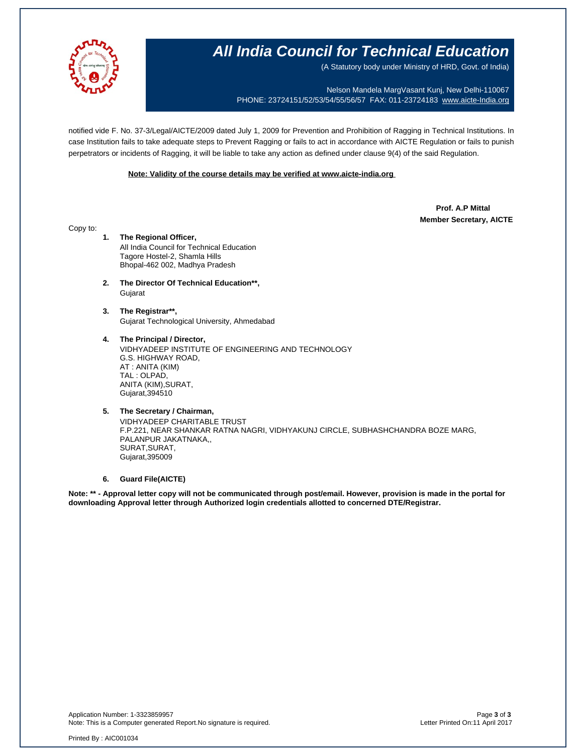notified vide F. No. 37-3/Legal/AICTE/2009 dated July 1, 2009 for Prevention and Prohibition of Ragging in Technical Institutions. In case Institution fails to take adequate steps to Prevent Ragging or fails to act in accordance with AICTE Regulation or fails to punish perpetrators or incidents of Ragging, it will be liable to take any action as defined under clause 9(4) of the said Regulation.

**Note: Validity of the course details may be verified at www.aicte-india.org**

**Prof. A.P Mittal**
**Member Secretary, AICTE**

Copy to:

1. **The Regional Officer,**
   All India Council for Technical Education
   Tagore Hostel-2, Shamla Hills
   Bhopal-462 002, Madhya Pradesh

2. **The Director Of Technical Education\*\*,**
   Gujarat

3. **The Registrar\*\*,**
   Gujarat Technological University, Ahmedabad

4. **The Principal / Director,**
   VIDHYADEEP INSTITUTE OF ENGINEERING AND TECHNOLOGY
   G.S. HIGHWAY ROAD,
   AT : ANITA (KIM)
   TAL : OLPAD,
   ANITA (KIM),SURAT,
   Gujarat,394510

5. **The Secretary / Chairman,**
   VIDHYADEEP CHARITABLE TRUST
   F.P.221, NEAR SHANKAR RATNA NAGRI, VIDHYAKUNJ CIRCLE, SUBHASHCHANDRA BOZE MARG, PALANPUR JAKATNAKA,,
   SURAT,SURAT,
   Gujarat,395009

6. **Guard File(AICTE)**

**Note: \*\* - Approval letter copy will not be communicated through post/email. However, provision is made in the portal for downloading Approval letter through Authorized login credentials allotted to concerned DTE/Registrar.**

Application Number: 1-3323859957
Note: This is a Computer generated Report.No signature is required.

Letter Printed On:11 April 2017

Printed By : AIC001034